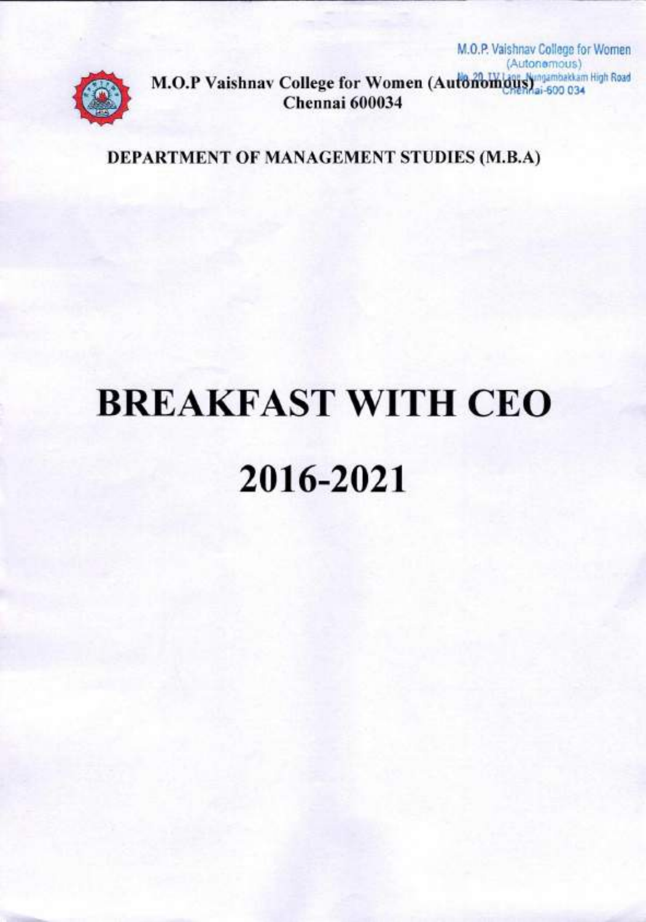M.O.P. Vaishnav College for Women
(Autonomous)
No. 20, IV Lane, Nungambakkam High Road
Chennai-600 034

M.O.P Vaishnav College for Women (Autonomous)
Chennai 600034

## DEPARTMENT OF MANAGEMENT STUDIES (M.B.A)

# BREAKFAST WITH CEO

# 2016-2021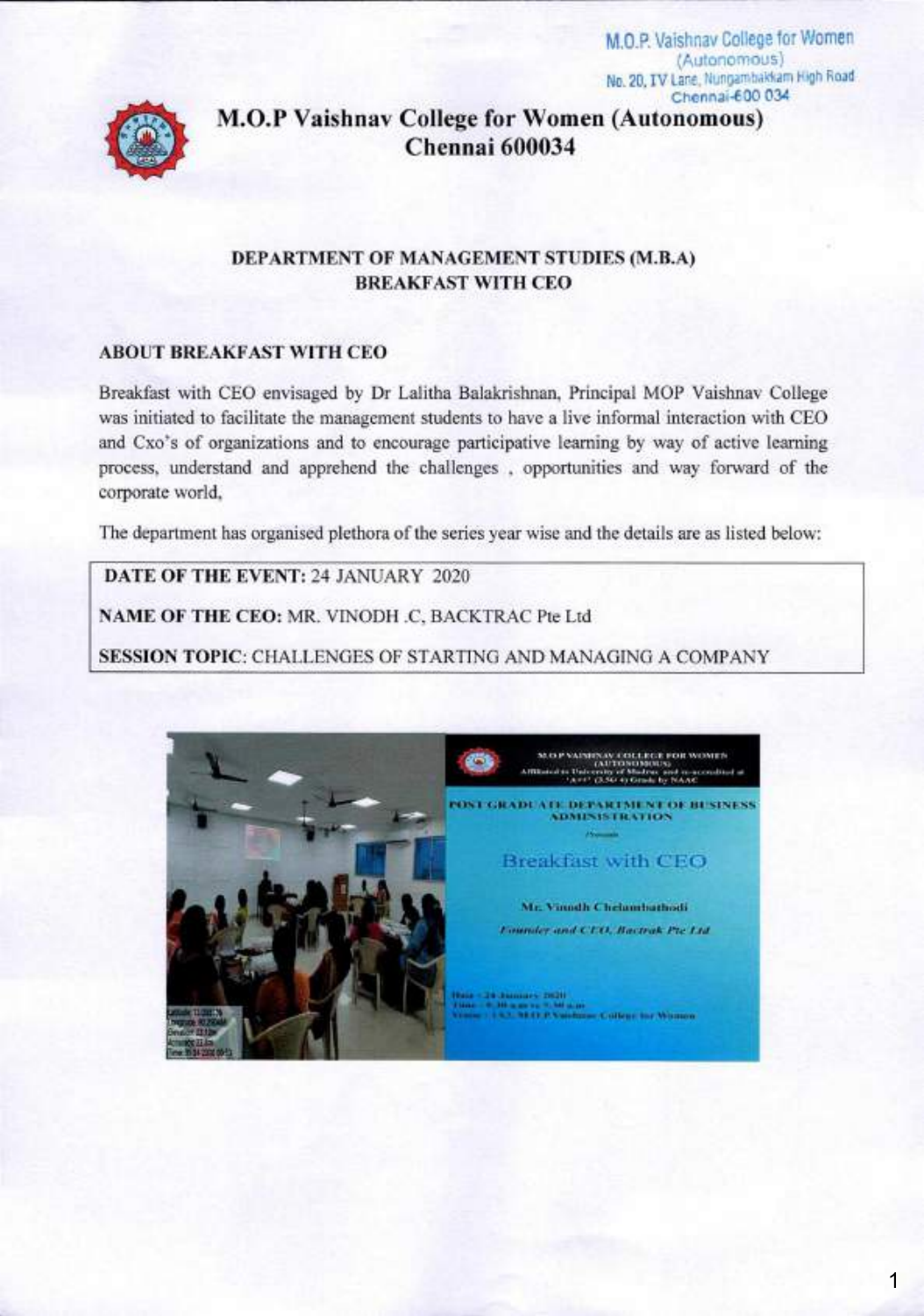M.O.P. Vaishnav College for Women
(Autonomous)
No. 20, IV Lane, Nungambakkam High Road
Chennai-600 034

# M.O.P Vaishnav College for Women (Autonomous) Chennai 600034

## DEPARTMENT OF MANAGEMENT STUDIES (M.B.A)
## BREAKFAST WITH CEO

### ABOUT BREAKFAST WITH CEO

Breakfast with CEO envisaged by Dr Lalitha Balakrishnan, Principal MOP Vaishnav College was initiated to facilitate the management students to have a live informal interaction with CEO and Cxo's of organizations and to encourage participative learning by way of active learning process, understand and apprehend the challenges , opportunities and way forward of the corporate world,

The department has organised plethora of the series year wise and the details are as listed below:

**DATE OF THE EVENT:** 24 JANUARY 2020

**NAME OF THE CEO:** MR. VINODH .C, BACKTRAC Pte Ltd

**SESSION TOPIC**: CHALLENGES OF STARTING AND MANAGING A COMPANY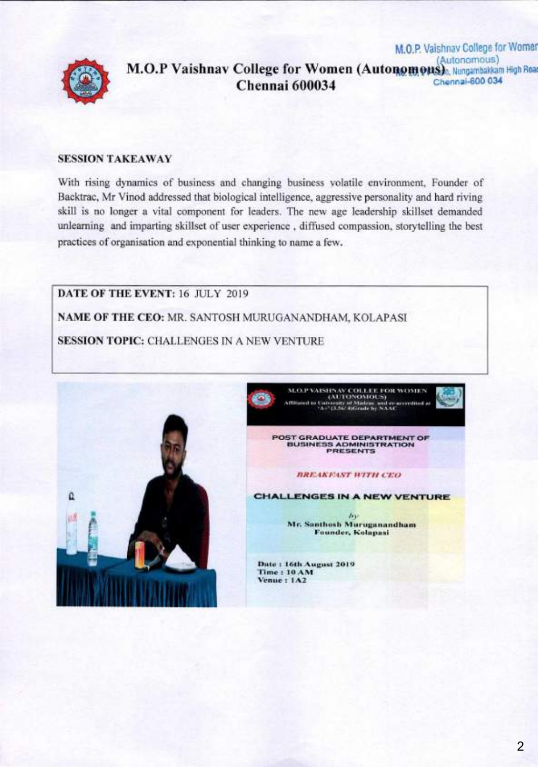# M.O.P Vaishnav College for Women (Autonomous)
## Chennai 600034

### SESSION TAKEAWAY

With rising dynamics of business and changing business volatile environment, Founder of Backtrac, Mr Vinod addressed that biological intelligence, aggressive personality and hard riving skill is no longer a vital component for leaders. The new age leadership skillset demanded unlearning and imparting skillset of user experience , diffused compassion, storytelling the best practices of organisation and exponential thinking to name a few.

**DATE OF THE EVENT:** 16 JULY 2019

**NAME OF THE CEO:** MR. SANTOSH MURUGANANDHAM, KOLAPASI

**SESSION TOPIC:** CHALLENGES IN A NEW VENTURE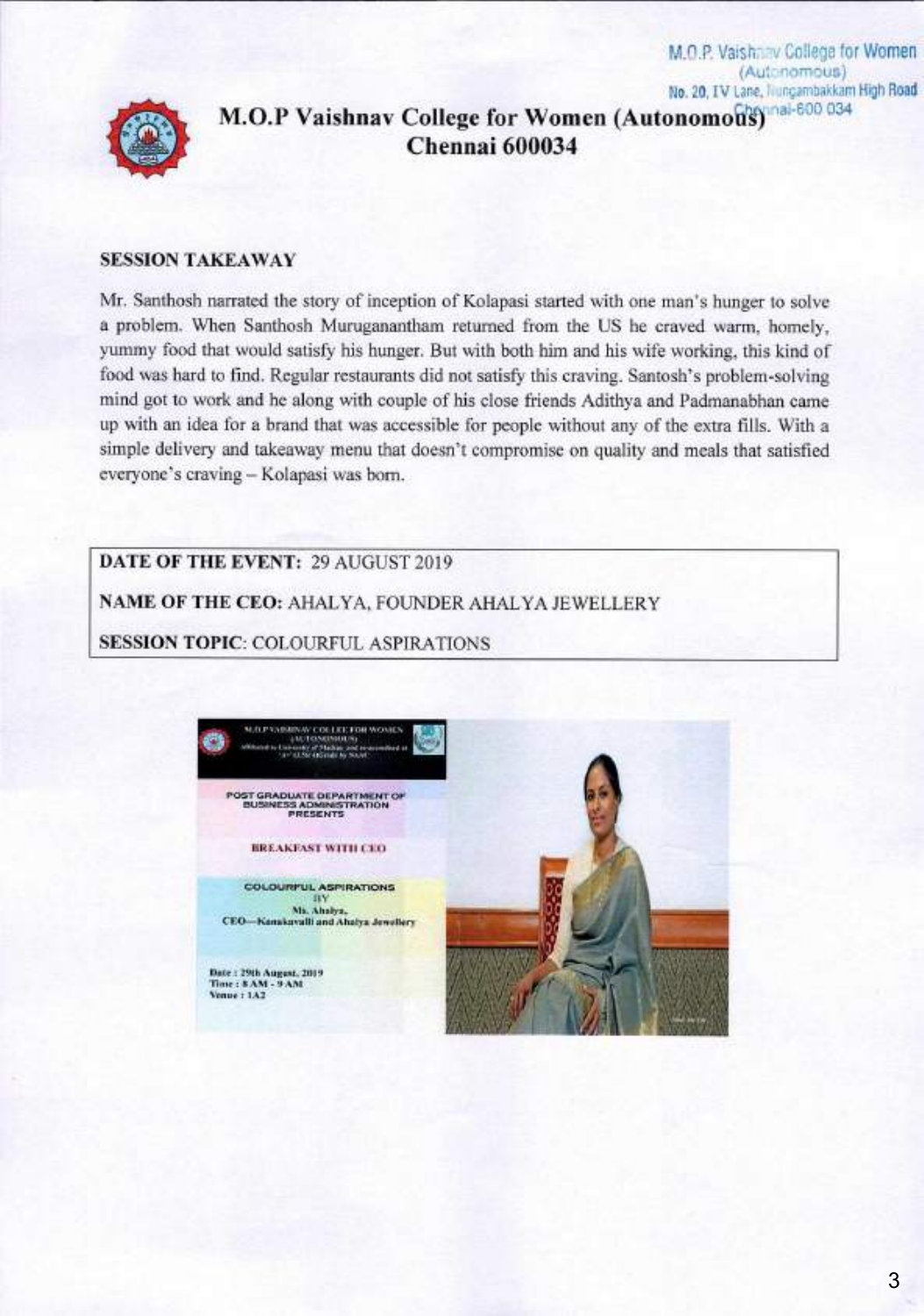# M.O.P Vaishnav College for Women (Autonomous) Chennai 600034

### SESSION TAKEAWAY

Mr. Santhosh narrated the story of inception of Kolapasi started with one man's hunger to solve a problem. When Santhosh Muruganantham returned from the US he craved warm, homely, yummy food that would satisfy his hunger. But with both him and his wife working, this kind of food was hard to find. Regular restaurants did not satisfy this craving. Santosh's problem-solving mind got to work and he along with couple of his close friends Adithya and Padmanabhan came up with an idea for a brand that was accessible for people without any of the extra fills. With a simple delivery and takeaway menu that doesn't compromise on quality and meals that satisfied everyone's craving – Kolapasi was born.

**DATE OF THE EVENT:** 29 AUGUST 2019

**NAME OF THE CEO:** AHALYA, FOUNDER AHALYA JEWELLERY

**SESSION TOPIC**: COLOURFUL ASPIRATIONS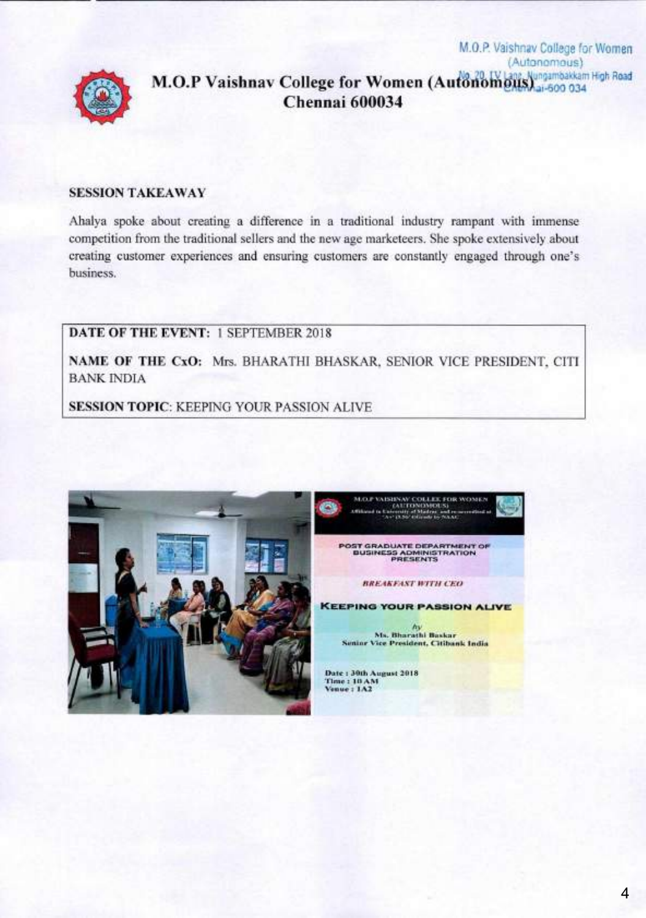# M.O.P Vaishnav College for Women (Autonomous)
## Chennai 600034

**SESSION TAKEAWAY**

Ahalya spoke about creating a difference in a traditional industry rampant with immense competition from the traditional sellers and the new age marketeers. She spoke extensively about creating customer experiences and ensuring customers are constantly engaged through one's business.

**DATE OF THE EVENT:** 1 SEPTEMBER 2018

**NAME OF THE CxO:** Mrs. BHARATHI BHASKAR, SENIOR VICE PRESIDENT, CITI BANK INDIA

**SESSION TOPIC**: KEEPING YOUR PASSION ALIVE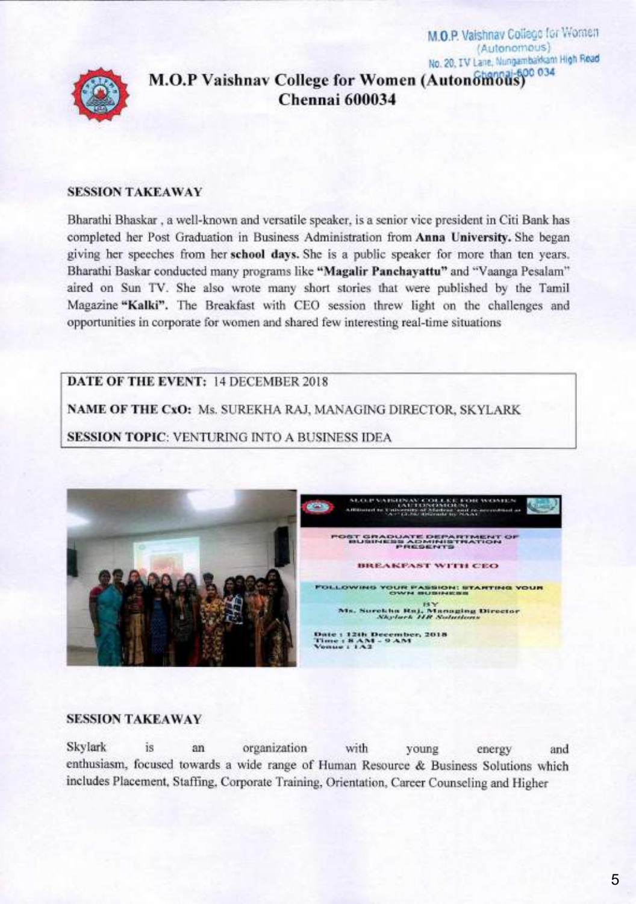# M.O.P Vaishnav College for Women (Autonomous)
## Chennai 600034

### SESSION TAKEAWAY

Bharathi Bhaskar , a well-known and versatile speaker, is a senior vice president in Citi Bank has completed her Post Graduation in Business Administration from **Anna University.** She began giving her speeches from her **school days.** She is a public speaker for more than ten years. Bharathi Baskar conducted many programs like **"Magalir Panchayattu"** and "Vaanga Pesalam" aired on Sun TV. She also wrote many short stories that were published by the Tamil Magazine **"Kalki"**. The Breakfast with CEO session threw light on the challenges and opportunities in corporate for women and shared few interesting real-time situations

**DATE OF THE EVENT:** 14 DECEMBER 2018

**NAME OF THE CxO:** Ms. SUREKHA RAJ, MANAGING DIRECTOR, SKYLARK

**SESSION TOPIC**: VENTURING INTO A BUSINESS IDEA

### SESSION TAKEAWAY

Skylark is an organization with young energy and enthusiasm, focused towards a wide range of Human Resource & Business Solutions which includes Placement, Staffing, Corporate Training, Orientation, Career Counseling and Higher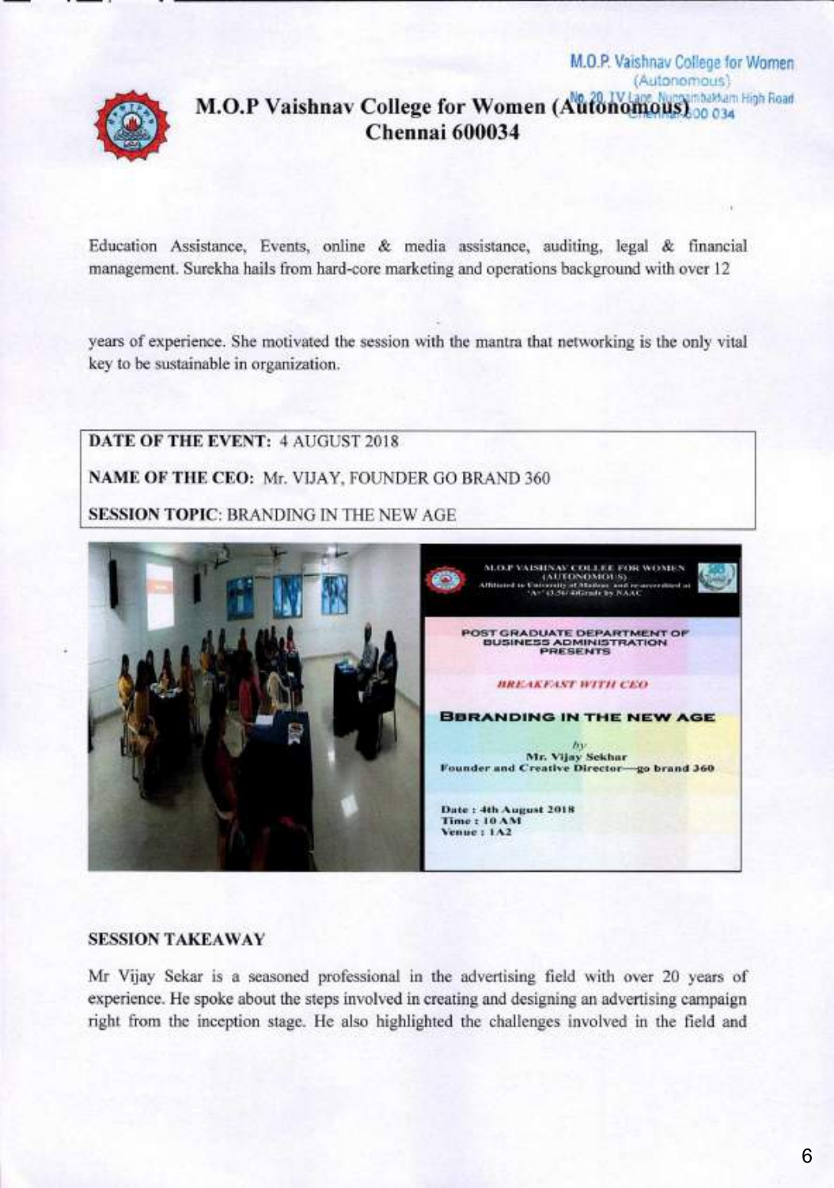Education Assistance, Events, online & media assistance, auditing, legal & financial management. Surekha hails from hard-core marketing and operations background with over 12

years of experience. She motivated the session with the mantra that networking is the only vital key to be sustainable in organization.

| **DATE OF THE EVENT:** 4 AUGUST 2018 |
|---|
| **NAME OF THE CEO:** Mr. VIJAY, FOUNDER GO BRAND 360 |
| **SESSION TOPIC**: BRANDING IN THE NEW AGE |

**SESSION TAKEAWAY**

Mr Vijay Sekar is a seasoned professional in the advertising field with over 20 years of experience. He spoke about the steps involved in creating and designing an advertising campaign right from the inception stage. He also highlighted the challenges involved in the field and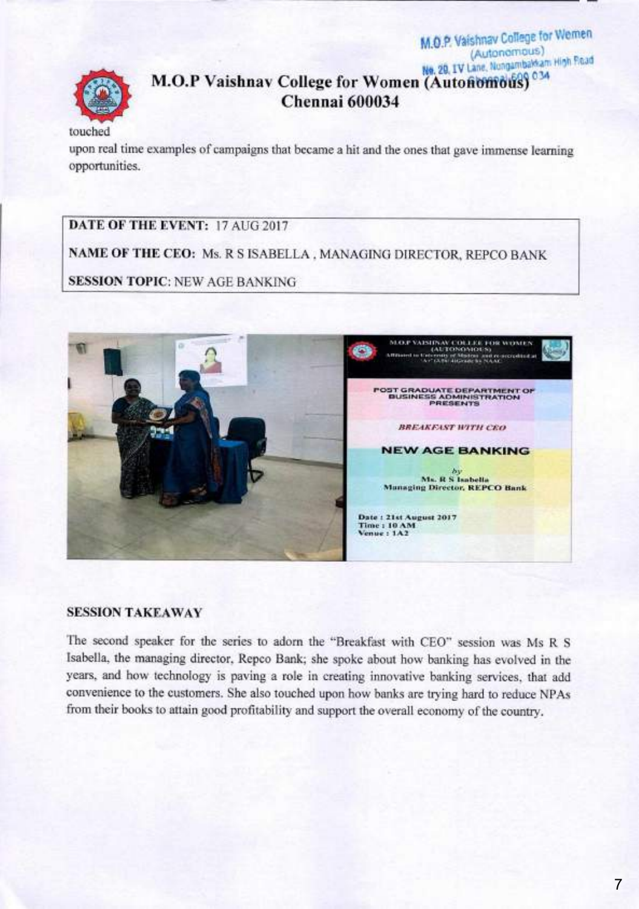touched upon real time examples of campaigns that became a hit and the ones that gave immense learning opportunities.

**DATE OF THE EVENT:** 17 AUG 2017

**NAME OF THE CEO:** Ms. R S ISABELLA , MANAGING DIRECTOR, REPCO BANK

**SESSION TOPIC:** NEW AGE BANKING

**SESSION TAKEAWAY**

The second speaker for the series to adorn the "Breakfast with CEO" session was Ms R S Isabella, the managing director, Repco Bank; she spoke about how banking has evolved in the years, and how technology is paving a role in creating innovative banking services, that add convenience to the customers. She also touched upon how banks are trying hard to reduce NPAs from their books to attain good profitability and support the overall economy of the country.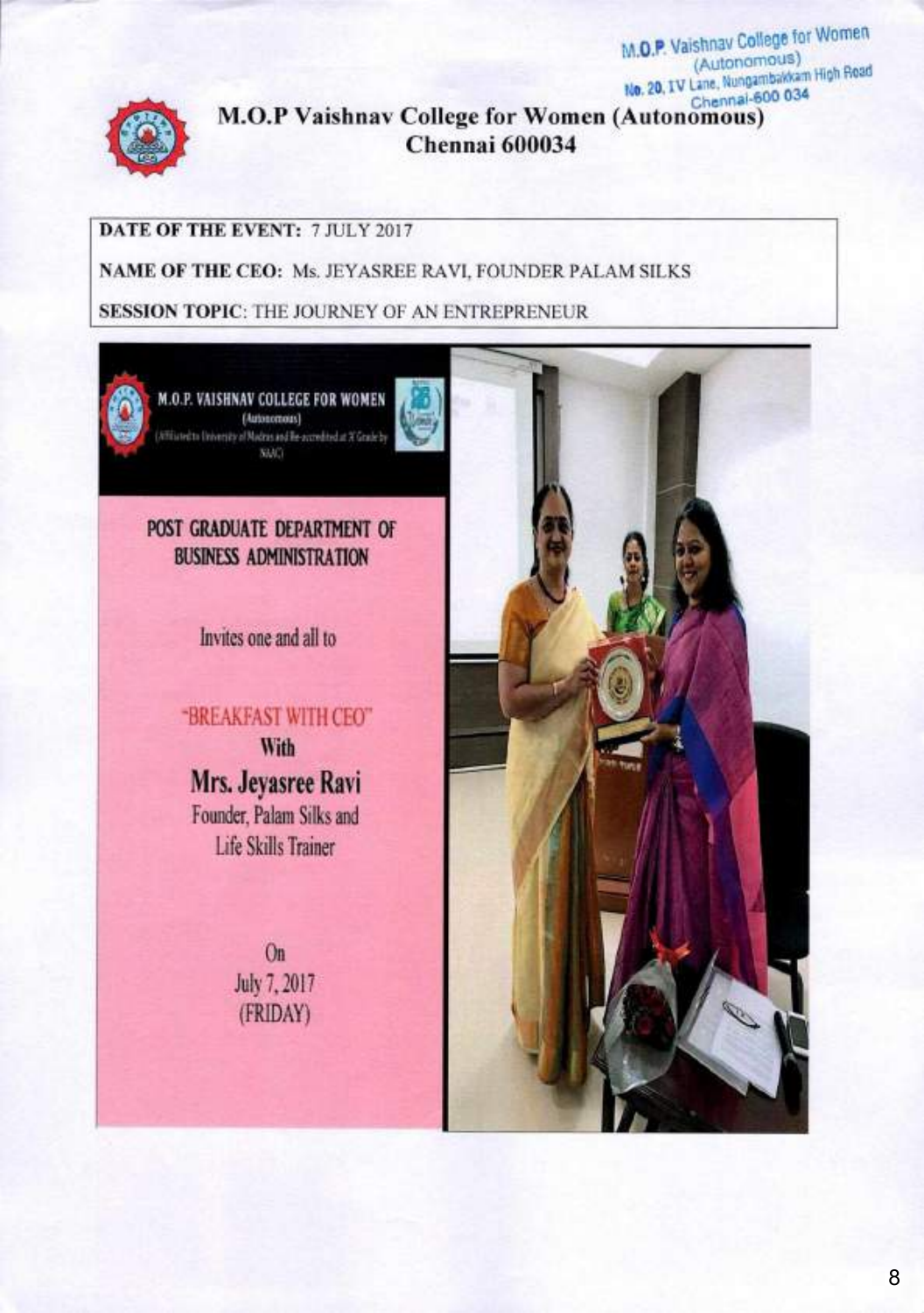M.O.P. Vaishnav College for Women (Autonomous) No. 20, IV Lane, Nungambakkam High Road Chennai-600 034

# M.O.P Vaishnav College for Women (Autonomous)
## Chennai 600034

**DATE OF THE EVENT:** 7 JULY 2017

**NAME OF THE CEO:** Ms. JEYASREE RAVI, FOUNDER PALAM SILKS

**SESSION TOPIC:** THE JOURNEY OF AN ENTREPRENEUR

M.O.P. VAISHNAV COLLEGE FOR WOMEN (Autonomous) (Affiliated to University of Madras and Re-accredited at 'A' Grade by NAAC)

POST GRADUATE DEPARTMENT OF BUSINESS ADMINISTRATION

Invites one and all to

"BREAKFAST WITH CEO"

With

**Mrs. Jeyasree Ravi**

Founder, Palam Silks and Life Skills Trainer

On July 7, 2017 (FRIDAY)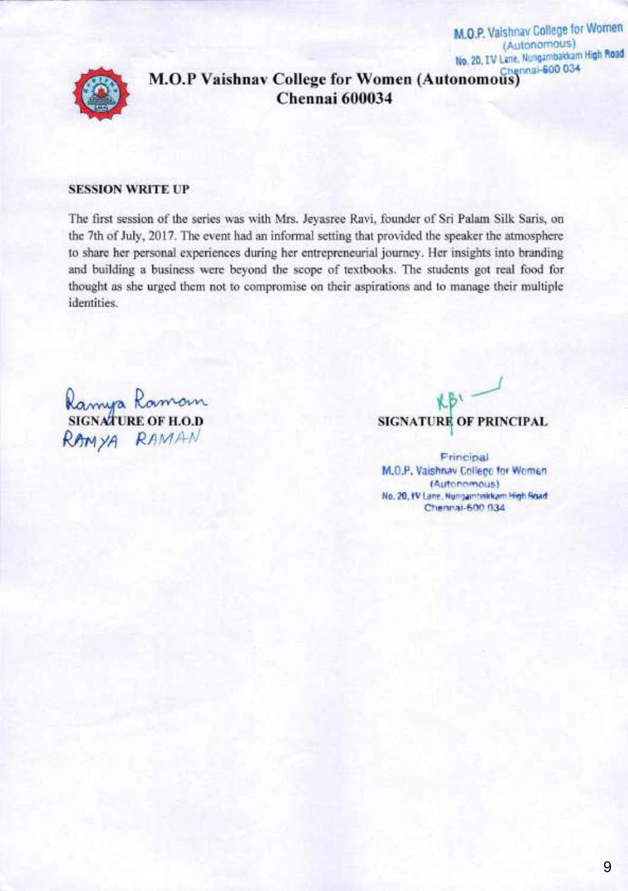M.O.P. Vaishnav College for Women
(Autonomous)
No. 20, IV Lane, Nungambakkam High Road
Chennai-600 034

# M.O.P Vaishnav College for Women (Autonomous)
# Chennai 600034

**SESSION WRITE UP**

The first session of the series was with Mrs. Jeyasree Ravi, founder of Sri Palam Silk Saris, on the 7th of July, 2017. The event had an informal setting that provided the speaker the atmosphere to share her personal experiences during her entrepreneurial journey. Her insights into branding and building a business were beyond the scope of textbooks. The students got real food for thought as she urged them not to compromise on their aspirations and to manage their multiple identities.

Ramya Raman
**SIGNATURE OF H.O.D**
RAMYA RAMAN

**SIGNATURE OF PRINCIPAL**

Principal
M.O.P. Vaishnav College for Women
(Autonomous)
No. 20, IV Lane, Nungambakkam High Road
Chennai-600 034